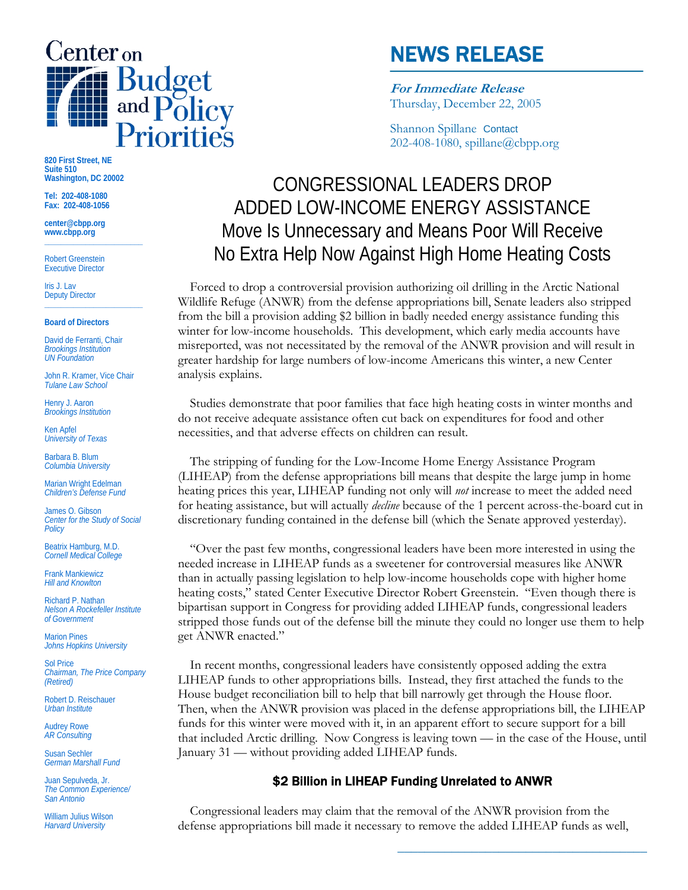# Center on Budget and Policy Priorities

820 First Street, NE
Suite 510
Washington, DC 20002

Tel: 202-408-1080
Fax: 202-408-1056

center@cbpp.org
www.cbpp.org

Robert Greenstein
Executive Director

Iris J. Lav
Deputy Director

**Board of Directors**

David de Ferranti, Chair
*Brookings Institution*
*UN Foundation*

John R. Kramer, Vice Chair
*Tulane Law School*

Henry J. Aaron
*Brookings Institution*

Ken Apfel
*University of Texas*

Barbara B. Blum
*Columbia University*

Marian Wright Edelman
*Children's Defense Fund*

James O. Gibson
*Center for the Study of Social Policy*

Beatrix Hamburg, M.D.
*Cornell Medical College*

Frank Mankiewicz
*Hill and Knowlton*

Richard P. Nathan
*Nelson A Rockefeller Institute of Government*

Marion Pines
*Johns Hopkins University*

Sol Price
*Chairman, The Price Company (Retired)*

Robert D. Reischauer
*Urban Institute*

Audrey Rowe
*AR Consulting*

Susan Sechler
*German Marshall Fund*

Juan Sepulveda, Jr.
*The Common Experience/ San Antonio*

William Julius Wilson
*Harvard University*

## NEWS RELEASE

***For Immediate Release***
Thursday, December 22, 2005

Contact
Shannon Spillane
202-408-1080, spillane@cbpp.org

# CONGRESSIONAL LEADERS DROP ADDED LOW-INCOME ENERGY ASSISTANCE

## Move Is Unnecessary and Means Poor Will Receive No Extra Help Now Against High Home Heating Costs

Forced to drop a controversial provision authorizing oil drilling in the Arctic National Wildlife Refuge (ANWR) from the defense appropriations bill, Senate leaders also stripped from the bill a provision adding $2 billion in badly needed energy assistance funding this winter for low-income households. This development, which early media accounts have misreported, was not necessitated by the removal of the ANWR provision and will result in greater hardship for large numbers of low-income Americans this winter, a new Center analysis explains.

Studies demonstrate that poor families that face high heating costs in winter months and do not receive adequate assistance often cut back on expenditures for food and other necessities, and that adverse effects on children can result.

The stripping of funding for the Low-Income Home Energy Assistance Program (LIHEAP) from the defense appropriations bill means that despite the large jump in home heating prices this year, LIHEAP funding not only will *not* increase to meet the added need for heating assistance, but will actually *decline* because of the 1 percent across-the-board cut in discretionary funding contained in the defense bill (which the Senate approved yesterday).

"Over the past few months, congressional leaders have been more interested in using the needed increase in LIHEAP funds as a sweetener for controversial measures like ANWR than in actually passing legislation to help low-income households cope with higher home heating costs," stated Center Executive Director Robert Greenstein. "Even though there is bipartisan support in Congress for providing added LIHEAP funds, congressional leaders stripped those funds out of the defense bill the minute they could no longer use them to help get ANWR enacted."

In recent months, congressional leaders have consistently opposed adding the extra LIHEAP funds to other appropriations bills. Instead, they first attached the funds to the House budget reconciliation bill to help that bill narrowly get through the House floor. Then, when the ANWR provision was placed in the defense appropriations bill, the LIHEAP funds for this winter were moved with it, in an apparent effort to secure support for a bill that included Arctic drilling. Now Congress is leaving town — in the case of the House, until January 31 — without providing added LIHEAP funds.

### $2 Billion in LIHEAP Funding Unrelated to ANWR

Congressional leaders may claim that the removal of the ANWR provision from the defense appropriations bill made it necessary to remove the added LIHEAP funds as well,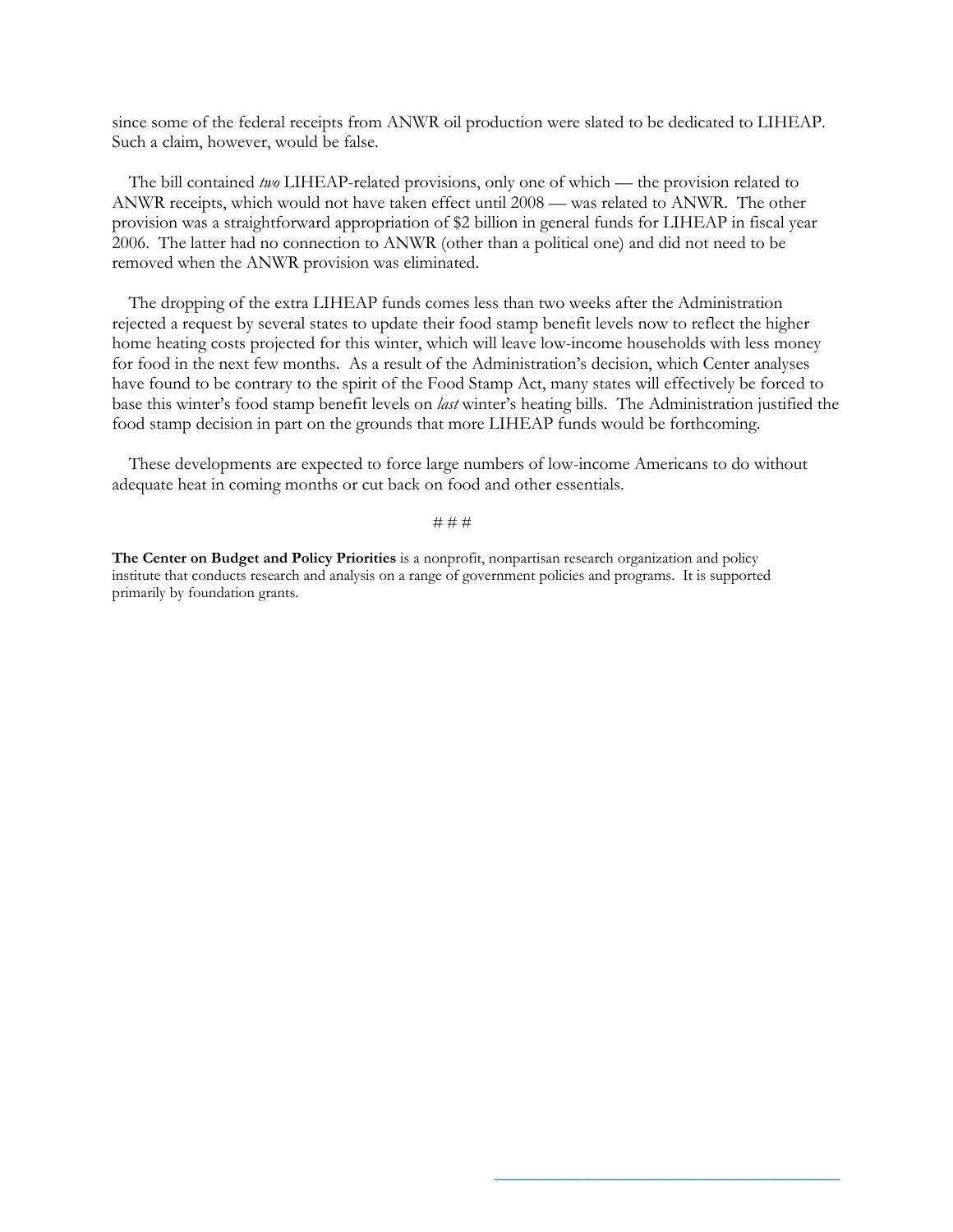since some of the federal receipts from ANWR oil production were slated to be dedicated to LIHEAP. Such a claim, however, would be false.

The bill contained *two* LIHEAP-related provisions, only one of which — the provision related to ANWR receipts, which would not have taken effect until 2008 — was related to ANWR. The other provision was a straightforward appropriation of $2 billion in general funds for LIHEAP in fiscal year 2006. The latter had no connection to ANWR (other than a political one) and did not need to be removed when the ANWR provision was eliminated.

The dropping of the extra LIHEAP funds comes less than two weeks after the Administration rejected a request by several states to update their food stamp benefit levels now to reflect the higher home heating costs projected for this winter, which will leave low-income households with less money for food in the next few months. As a result of the Administration's decision, which Center analyses have found to be contrary to the spirit of the Food Stamp Act, many states will effectively be forced to base this winter's food stamp benefit levels on *last* winter's heating bills. The Administration justified the food stamp decision in part on the grounds that more LIHEAP funds would be forthcoming.

These developments are expected to force large numbers of low-income Americans to do without adequate heat in coming months or cut back on food and other essentials.

# # #

**The Center on Budget and Policy Priorities** is a nonprofit, nonpartisan research organization and policy institute that conducts research and analysis on a range of government policies and programs. It is supported primarily by foundation grants.